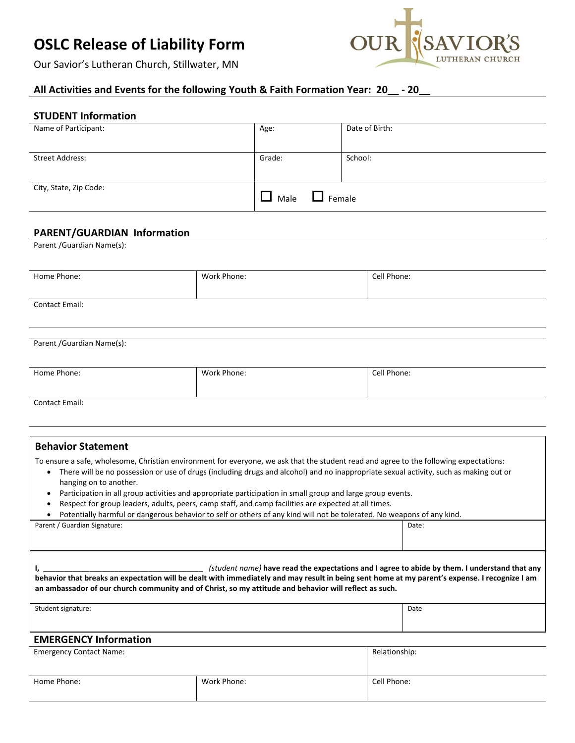# OSLC Release of Liability Form

Our Savior's Lutheran Church, Stillwater, MN

**All Activities and Events for the following Youth & Faith Formation Year: 20__ - 20__**

## STUDENT Information

| Name of Participant: | Age: | Date of Birth: |
|---|---|---|
| Street Address: | Grade: | School: |
| City, State, Zip Code: | ☐ Male ☐ Female | |

## PARENT/GUARDIAN Information

| Parent /Guardian Name(s): | | |
|---|---|---|
| Home Phone: | Work Phone: | Cell Phone: |
| Contact Email: | | |

| Parent /Guardian Name(s): | | |
|---|---|---|
| Home Phone: | Work Phone: | Cell Phone: |
| Contact Email: | | |

## Behavior Statement

To ensure a safe, wholesome, Christian environment for everyone, we ask that the student read and agree to the following expectations:

- There will be no possession or use of drugs (including drugs and alcohol) and no inappropriate sexual activity, such as making out or hanging on to another.
- Participation in all group activities and appropriate participation in small group and large group events.
- Respect for group leaders, adults, peers, camp staff, and camp facilities are expected at all times.
- Potentially harmful or dangerous behavior to self or others of any kind will not be tolerated. No weapons of any kind.

| Parent / Guardian Signature: | Date: |
|---|---|

**I, ______________________________________** *(student name)* **have read the expectations and I agree to abide by them. I understand that any behavior that breaks an expectation will be dealt with immediately and may result in being sent home at my parent's expense. I recognize I am an ambassador of our church community and of Christ, so my attitude and behavior will reflect as such.**

| Student signature: | Date |
|---|---|

## EMERGENCY Information

| Emergency Contact Name: | | Relationship: |
|---|---|---|
| Home Phone: | Work Phone: | Cell Phone: |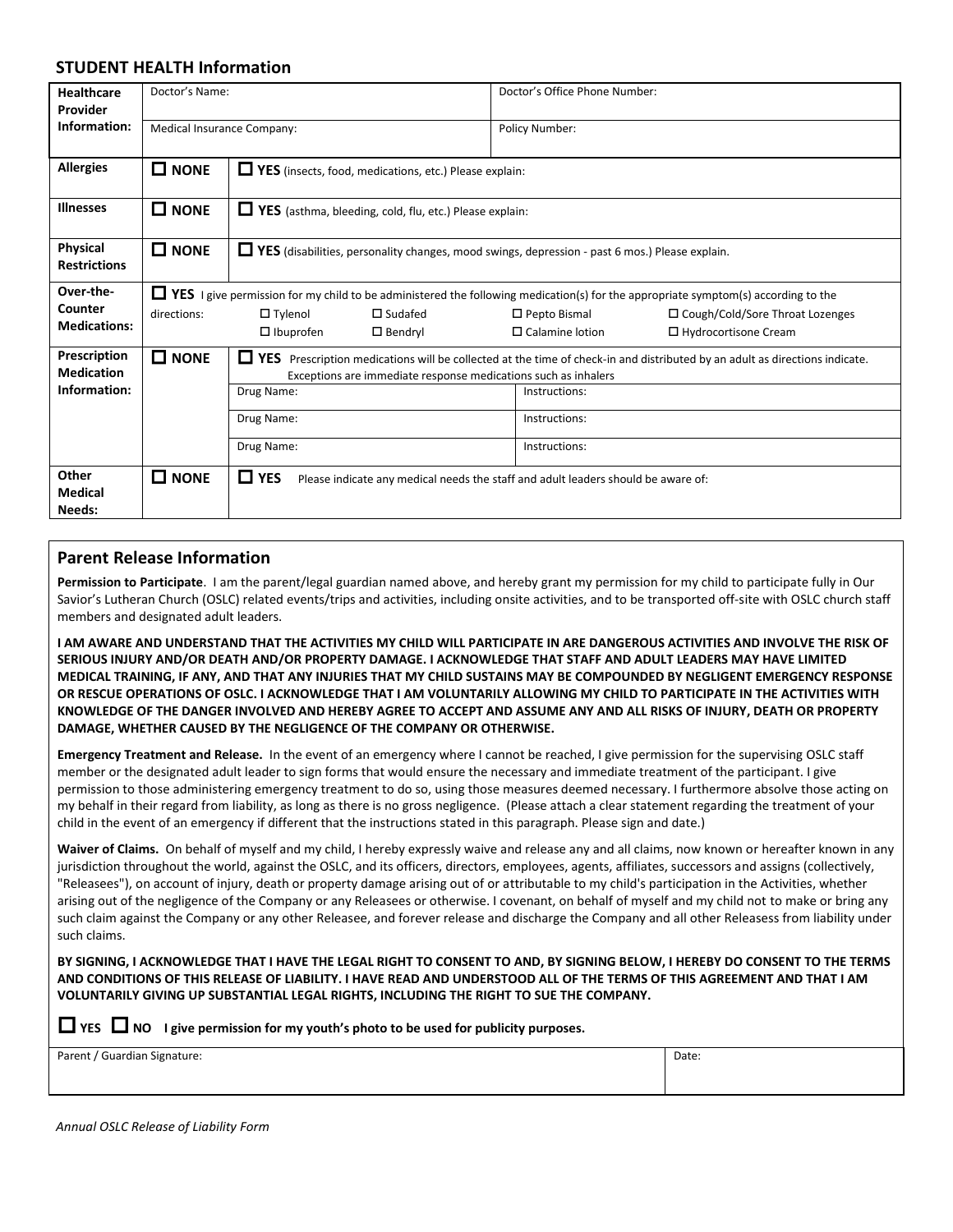## STUDENT HEALTH Information

| | | | |
|---|---|---|---|
| **Healthcare Provider Information:** | Doctor's Name: | | Doctor's Office Phone Number: |
| | Medical Insurance Company: | | Policy Number: |
| **Allergies** | ☐ **NONE** | ☐ **YES** (insects, food, medications, etc.) Please explain: | |
| **Illnesses** | ☐ **NONE** | ☐ **YES** (asthma, bleeding, cold, flu, etc.) Please explain: | |
| **Physical Restrictions** | ☐ **NONE** | ☐ **YES** (disabilities, personality changes, mood swings, depression - past 6 mos.) Please explain. | |
| **Over-the-Counter Medications:** | ☐ **YES** I give permission for my child to be administered the following medication(s) for the appropriate symptom(s) according to the directions: ☐ Tylenol ☐ Ibuprofen ☐ Sudafed ☐ Bendryl ☐ Pepto Bismal ☐ Calamine lotion ☐ Cough/Cold/Sore Throat Lozenges ☐ Hydrocortisone Cream | | |
| **Prescription Medication Information:** | ☐ **NONE** | ☐ **YES** Prescription medications will be collected at the time of check-in and distributed by an adult as directions indicate. Exceptions are immediate response medications such as inhalers | |
| | | Drug Name: | Instructions: |
| | | Drug Name: | Instructions: |
| | | Drug Name: | Instructions: |
| **Other Medical Needs:** | ☐ **NONE** | ☐ **YES** Please indicate any medical needs the staff and adult leaders should be aware of: | |

## Parent Release Information

**Permission to Participate**. I am the parent/legal guardian named above, and hereby grant my permission for my child to participate fully in Our Savior's Lutheran Church (OSLC) related events/trips and activities, including onsite activities, and to be transported off-site with OSLC church staff members and designated adult leaders.

**I AM AWARE AND UNDERSTAND THAT THE ACTIVITIES MY CHILD WILL PARTICIPATE IN ARE DANGEROUS ACTIVITIES AND INVOLVE THE RISK OF SERIOUS INJURY AND/OR DEATH AND/OR PROPERTY DAMAGE. I ACKNOWLEDGE THAT STAFF AND ADULT LEADERS MAY HAVE LIMITED MEDICAL TRAINING, IF ANY, AND THAT ANY INJURIES THAT MY CHILD SUSTAINS MAY BE COMPOUNDED BY NEGLIGENT EMERGENCY RESPONSE OR RESCUE OPERATIONS OF OSLC. I ACKNOWLEDGE THAT I AM VOLUNTARILY ALLOWING MY CHILD TO PARTICIPATE IN THE ACTIVITIES WITH KNOWLEDGE OF THE DANGER INVOLVED AND HEREBY AGREE TO ACCEPT AND ASSUME ANY AND ALL RISKS OF INJURY, DEATH OR PROPERTY DAMAGE, WHETHER CAUSED BY THE NEGLIGENCE OF THE COMPANY OR OTHERWISE.**

**Emergency Treatment and Release.** In the event of an emergency where I cannot be reached, I give permission for the supervising OSLC staff member or the designated adult leader to sign forms that would ensure the necessary and immediate treatment of the participant. I give permission to those administering emergency treatment to do so, using those measures deemed necessary. I furthermore absolve those acting on my behalf in their regard from liability, as long as there is no gross negligence. (Please attach a clear statement regarding the treatment of your child in the event of an emergency if different that the instructions stated in this paragraph. Please sign and date.)

**Waiver of Claims.** On behalf of myself and my child, I hereby expressly waive and release any and all claims, now known or hereafter known in any jurisdiction throughout the world, against the OSLC, and its officers, directors, employees, agents, affiliates, successors and assigns (collectively, "Releasees"), on account of injury, death or property damage arising out of or attributable to my child's participation in the Activities, whether arising out of the negligence of the Company or any Releasees or otherwise. I covenant, on behalf of myself and my child not to make or bring any such claim against the Company or any other Releasee, and forever release and discharge the Company and all other Releasees from liability under such claims.

**BY SIGNING, I ACKNOWLEDGE THAT I HAVE THE LEGAL RIGHT TO CONSENT TO AND, BY SIGNING BELOW, I HEREBY DO CONSENT TO THE TERMS AND CONDITIONS OF THIS RELEASE OF LIABILITY. I HAVE READ AND UNDERSTOOD ALL OF THE TERMS OF THIS AGREEMENT AND THAT I AM VOLUNTARILY GIVING UP SUBSTANTIAL LEGAL RIGHTS, INCLUDING THE RIGHT TO SUE THE COMPANY.**

☐ **YES** ☐ **NO** **I give permission for my youth's photo to be used for publicity purposes.**

| | |
|---|---|
| Parent / Guardian Signature: | Date: |

*Annual OSLC Release of Liability Form*